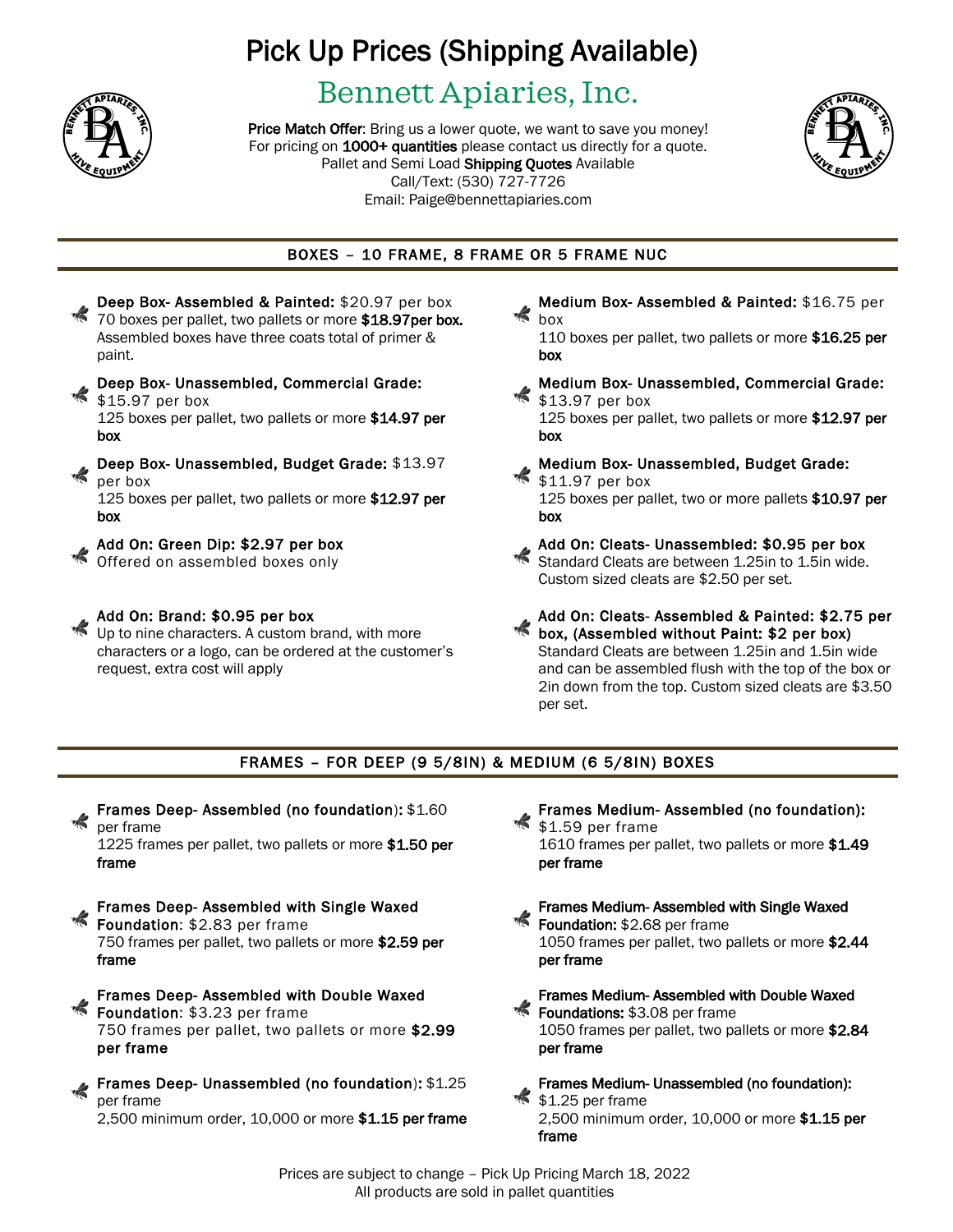# Pick Up Prices (Shipping Available)

## Bennett Apiaries, Inc.

**Price Match Offer**: Bring us a lower quote, we want to save you money!
For pricing on **1000+ quantities** please contact us directly for a quote.
Pallet and Semi Load **Shipping Quotes** Available
Call/Text: (530) 727-7726
Email: Paige@bennettapiaries.com

## BOXES – 10 FRAME, 8 FRAME OR 5 FRAME NUC

- **Deep Box- Assembled & Painted:** $20.97 per box
  70 boxes per pallet, two pallets or more **$18.97per box.**
  Assembled boxes have three coats total of primer & paint.

- **Deep Box- Unassembled, Commercial Grade:** $15.97 per box
  125 boxes per pallet, two pallets or more **$14.97 per box**

- **Deep Box- Unassembled, Budget Grade:** $13.97 per box
  125 boxes per pallet, two pallets or more **$12.97 per box**

- **Add On: Green Dip: $2.97 per box**
  Offered on assembled boxes only

- **Add On: Brand: $0.95 per box**
  Up to nine characters. A custom brand, with more characters or a logo, can be ordered at the customer's request, extra cost will apply

- **Medium Box- Assembled & Painted:** $16.75 per box
  110 boxes per pallet, two pallets or more **$16.25 per box**

- **Medium Box- Unassembled, Commercial Grade:** $13.97 per box
  125 boxes per pallet, two pallets or more **$12.97 per box**

- **Medium Box- Unassembled, Budget Grade:** $11.97 per box
  125 boxes per pallet, two or more pallets **$10.97 per box**

- **Add On: Cleats- Unassembled: $0.95 per box**
  Standard Cleats are between 1.25in to 1.5in wide. Custom sized cleats are $2.50 per set.

- **Add On: Cleats- Assembled & Painted: $2.75 per box, (Assembled without Paint: $2 per box)**
  Standard Cleats are between 1.25in and 1.5in wide and can be assembled flush with the top of the box or 2in down from the top. Custom sized cleats are $3.50 per set.

## FRAMES – FOR DEEP (9 5/8IN) & MEDIUM (6 5/8IN) BOXES

- **Frames Deep- Assembled (no foundation):** $1.60 per frame
  1225 frames per pallet, two pallets or more **$1.50 per frame**

- **Frames Deep- Assembled with Single Waxed Foundation**: $2.83 per frame
  750 frames per pallet, two pallets or more **$2.59 per frame**

- **Frames Deep- Assembled with Double Waxed Foundation**: $3.23 per frame
  750 frames per pallet, two pallets or more **$2.99 per frame**

- **Frames Deep- Unassembled (no foundation):** $1.25 per frame
  2,500 minimum order, 10,000 or more **$1.15 per frame**

- **Frames Medium- Assembled (no foundation):** $1.59 per frame
  1610 frames per pallet, two pallets or more **$1.49 per frame**

- **Frames Medium- Assembled with Single Waxed Foundation:** $2.68 per frame
  1050 frames per pallet, two pallets or more **$2.44 per frame**

- **Frames Medium- Assembled with Double Waxed Foundations:** $3.08 per frame
  1050 frames per pallet, two pallets or more **$2.84 per frame**

- **Frames Medium- Unassembled (no foundation):** $1.25 per frame
  2,500 minimum order, 10,000 or more **$1.15 per frame**

Prices are subject to change – Pick Up Pricing March 18, 2022
All products are sold in pallet quantities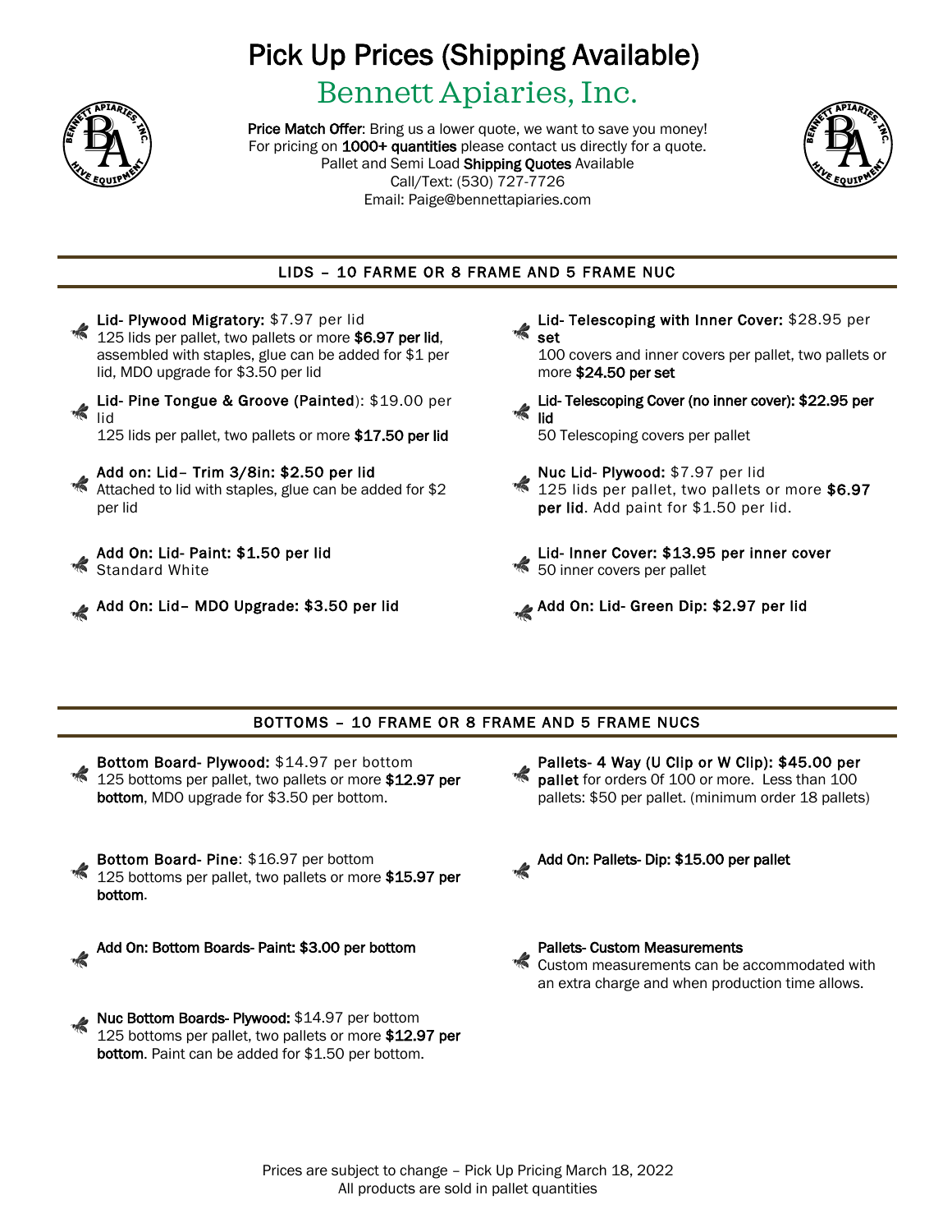# Pick Up Prices (Shipping Available)

## Bennett Apiaries, Inc.

**Price Match Offer**: Bring us a lower quote, we want to save you money!
For pricing on **1000+ quantities** please contact us directly for a quote.
Pallet and Semi Load **Shipping Quotes** Available
Call/Text: (530) 727-7726
Email: Paige@bennettapiaries.com

### LIDS – 10 FARME OR 8 FRAME AND 5 FRAME NUC

- **Lid- Plywood Migratory:** $7.97 per lid
  125 lids per pallet, two pallets or more **$6.97 per lid**, assembled with staples, glue can be added for $1 per lid, MDO upgrade for $3.50 per lid
- **Lid- Pine Tongue & Groove (Painted)**: $19.00 per lid
  125 lids per pallet, two pallets or more **$17.50 per lid**
- **Add on: Lid– Trim 3/8in: $2.50 per lid**
  Attached to lid with staples, glue can be added for $2 per lid
- **Add On: Lid- Paint: $1.50 per lid**
  Standard White
- **Add On: Lid– MDO Upgrade: $3.50 per lid**
- **Lid- Telescoping with Inner Cover:** $28.95 per set
  100 covers and inner covers per pallet, two pallets or more **$24.50 per set**
- **Lid- Telescoping Cover (no inner cover): $22.95 per lid**
  50 Telescoping covers per pallet
- **Nuc Lid- Plywood:** $7.97 per lid
  125 lids per pallet, two pallets or more **$6.97 per lid**. Add paint for $1.50 per lid.
- **Lid- Inner Cover: $13.95 per inner cover**
  50 inner covers per pallet
- **Add On: Lid- Green Dip: $2.97 per lid**

### BOTTOMS – 10 FRAME OR 8 FRAME AND 5 FRAME NUCS

- **Bottom Board- Plywood:** $14.97 per bottom
  125 bottoms per pallet, two pallets or more **$12.97 per bottom**, MDO upgrade for $3.50 per bottom.
- **Bottom Board- Pine**: $16.97 per bottom
  125 bottoms per pallet, two pallets or more **$15.97 per bottom**.
- **Add On: Bottom Boards- Paint: $3.00 per bottom**
- **Nuc Bottom Boards- Plywood:** $14.97 per bottom
  125 bottoms per pallet, two pallets or more **$12.97 per bottom**. Paint can be added for $1.50 per bottom.
- **Pallets- 4 Way (U Clip or W Clip): $45.00 per pallet** for orders 0f 100 or more. Less than 100 pallets: $50 per pallet. (minimum order 18 pallets)
- **Add On: Pallets- Dip: $15.00 per pallet**
- **Pallets- Custom Measurements**
  Custom measurements can be accommodated with an extra charge and when production time allows.

Prices are subject to change – Pick Up Pricing March 18, 2022
All products are sold in pallet quantities